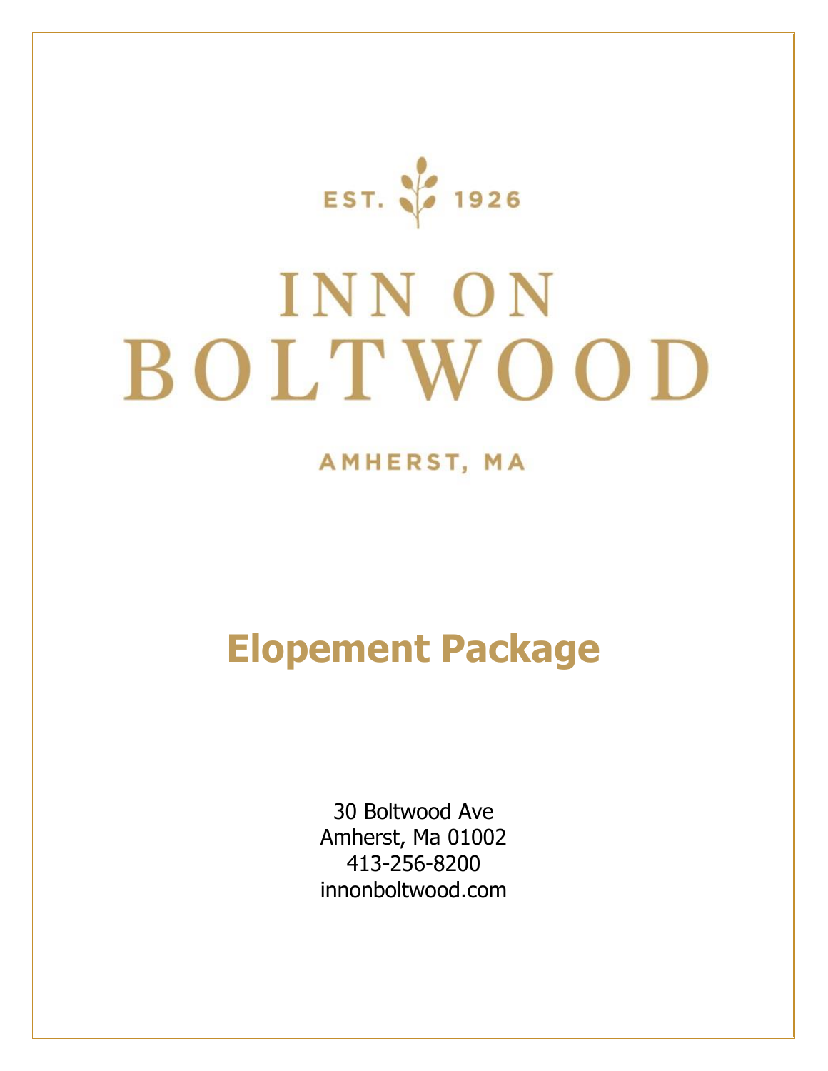EST. 1926

# INN ON BOLTWOOD

AMHERST, MA

# Elopement Package

30 Boltwood Ave
Amherst, Ma 01002
413-256-8200
innonboltwood.com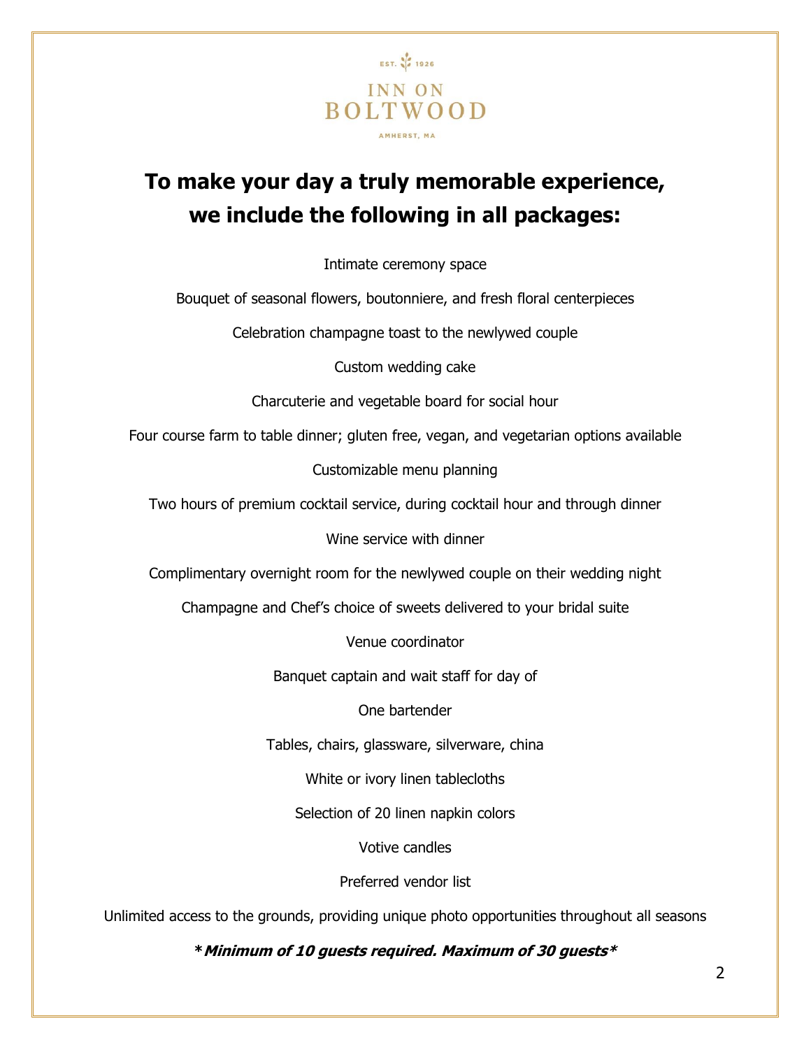EST. 1926

INN ON BOLTWOOD

AMHERST, MA

# To make your day a truly memorable experience, we include the following in all packages:

Intimate ceremony space

Bouquet of seasonal flowers, boutonniere, and fresh floral centerpieces

Celebration champagne toast to the newlywed couple

Custom wedding cake

Charcuterie and vegetable board for social hour

Four course farm to table dinner; gluten free, vegan, and vegetarian options available

Customizable menu planning

Two hours of premium cocktail service, during cocktail hour and through dinner

Wine service with dinner

Complimentary overnight room for the newlywed couple on their wedding night

Champagne and Chef's choice of sweets delivered to your bridal suite

Venue coordinator

Banquet captain and wait staff for day of

One bartender

Tables, chairs, glassware, silverware, china

White or ivory linen tablecloths

Selection of 20 linen napkin colors

Votive candles

Preferred vendor list

Unlimited access to the grounds, providing unique photo opportunities throughout all seasons

***Minimum of 10 guests required. Maximum of 30 guests***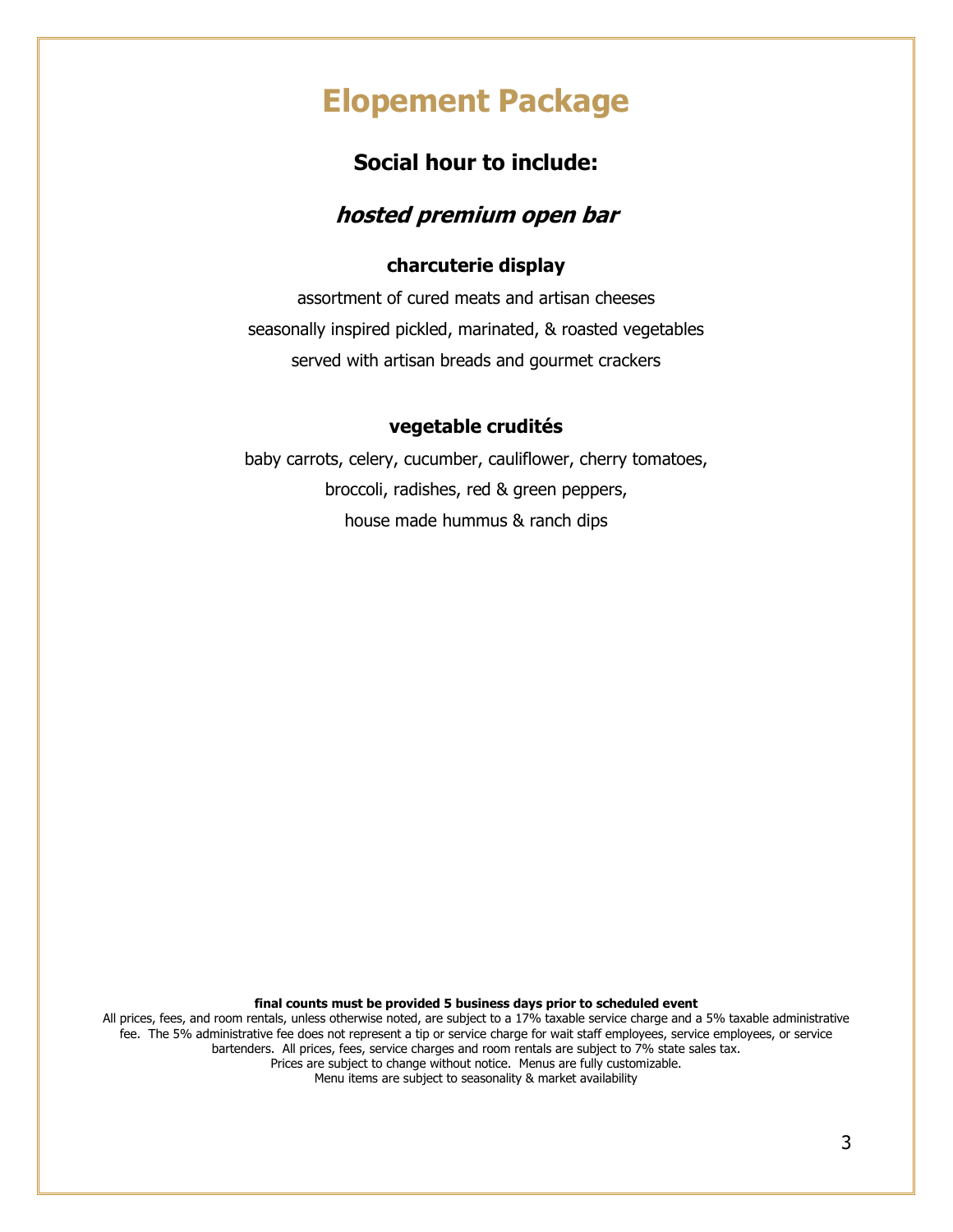# Elopement Package

## Social hour to include:

### ***hosted premium open bar***

**charcuterie display**

assortment of cured meats and artisan cheeses
seasonally inspired pickled, marinated, & roasted vegetables
served with artisan breads and gourmet crackers

**vegetable crudités**

baby carrots, celery, cucumber, cauliflower, cherry tomatoes,
broccoli, radishes, red & green peppers,
house made hummus & ranch dips

**final counts must be provided 5 business days prior to scheduled event**

All prices, fees, and room rentals, unless otherwise noted, are subject to a 17% taxable service charge and a 5% taxable administrative fee. The 5% administrative fee does not represent a tip or service charge for wait staff employees, service employees, or service bartenders. All prices, fees, service charges and room rentals are subject to 7% state sales tax.
Prices are subject to change without notice. Menus are fully customizable.
Menu items are subject to seasonality & market availability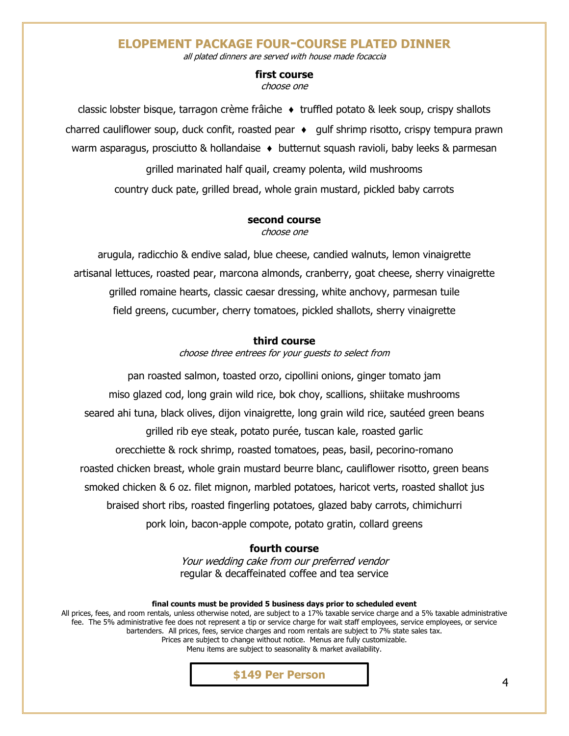# ELOPEMENT PACKAGE FOUR-COURSE PLATED DINNER

*all plated dinners are served with house made focaccia*

## first course

*choose one*

classic lobster bisque, tarragon crème fraîche ♦ truffled potato & leek soup, crispy shallots

charred cauliflower soup, duck confit, roasted pear ♦ gulf shrimp risotto, crispy tempura prawn

warm asparagus, prosciutto & hollandaise ♦ butternut squash ravioli, baby leeks & parmesan

grilled marinated half quail, creamy polenta, wild mushrooms

country duck pate, grilled bread, whole grain mustard, pickled baby carrots

## second course

*choose one*

arugula, radicchio & endive salad, blue cheese, candied walnuts, lemon vinaigrette

artisanal lettuces, roasted pear, marcona almonds, cranberry, goat cheese, sherry vinaigrette

grilled romaine hearts, classic caesar dressing, white anchovy, parmesan tuile

field greens, cucumber, cherry tomatoes, pickled shallots, sherry vinaigrette

## third course

*choose three entrees for your guests to select from*

pan roasted salmon, toasted orzo, cipollini onions, ginger tomato jam

miso glazed cod, long grain wild rice, bok choy, scallions, shiitake mushrooms

seared ahi tuna, black olives, dijon vinaigrette, long grain wild rice, sautéed green beans

grilled rib eye steak, potato purée, tuscan kale, roasted garlic

orecchiette & rock shrimp, roasted tomatoes, peas, basil, pecorino-romano

roasted chicken breast, whole grain mustard beurre blanc, cauliflower risotto, green beans

smoked chicken & 6 oz. filet mignon, marbled potatoes, haricot verts, roasted shallot jus

braised short ribs, roasted fingerling potatoes, glazed baby carrots, chimichurri

pork loin, bacon-apple compote, potato gratin, collard greens

## fourth course

*Your wedding cake from our preferred vendor*

regular & decaffeinated coffee and tea service

**final counts must be provided 5 business days prior to scheduled event**

All prices, fees, and room rentals, unless otherwise noted, are subject to a 17% taxable service charge and a 5% taxable administrative fee. The 5% administrative fee does not represent a tip or service charge for wait staff employees, service employees, or service bartenders. All prices, fees, service charges and room rentals are subject to 7% state sales tax.
Prices are subject to change without notice. Menus are fully customizable.
Menu items are subject to seasonality & market availability.

**$149 Per Person**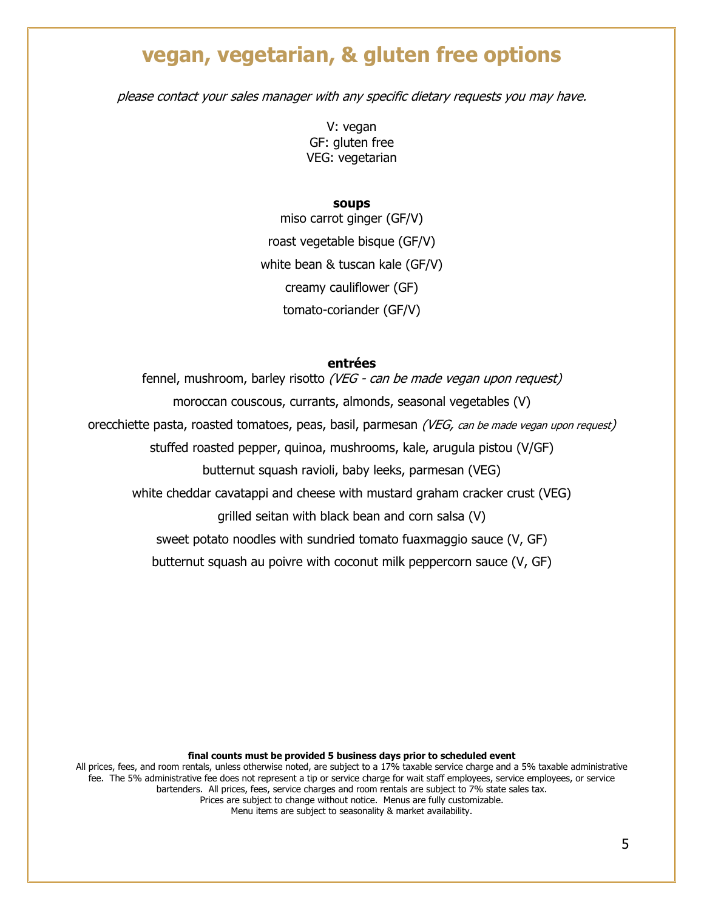# vegan, vegetarian, & gluten free options

*please contact your sales manager with any specific dietary requests you may have.*

V: vegan
GF: gluten free
VEG: vegetarian

**soups**

miso carrot ginger (GF/V)

roast vegetable bisque (GF/V)

white bean & tuscan kale (GF/V)

creamy cauliflower (GF)

tomato-coriander (GF/V)

**entrées**

fennel, mushroom, barley risotto *(VEG - can be made vegan upon request)*

moroccan couscous, currants, almonds, seasonal vegetables (V)

orecchiette pasta, roasted tomatoes, peas, basil, parmesan *(VEG, can be made vegan upon request)*

stuffed roasted pepper, quinoa, mushrooms, kale, arugula pistou (V/GF)

butternut squash ravioli, baby leeks, parmesan (VEG)

white cheddar cavatappi and cheese with mustard graham cracker crust (VEG)

grilled seitan with black bean and corn salsa (V)

sweet potato noodles with sundried tomato fuaxmaggio sauce (V, GF)

butternut squash au poivre with coconut milk peppercorn sauce (V, GF)

**final counts must be provided 5 business days prior to scheduled event**

All prices, fees, and room rentals, unless otherwise noted, are subject to a 17% taxable service charge and a 5% taxable administrative fee. The 5% administrative fee does not represent a tip or service charge for wait staff employees, service employees, or service bartenders. All prices, fees, service charges and room rentals are subject to 7% state sales tax.
Prices are subject to change without notice. Menus are fully customizable.
Menu items are subject to seasonality & market availability.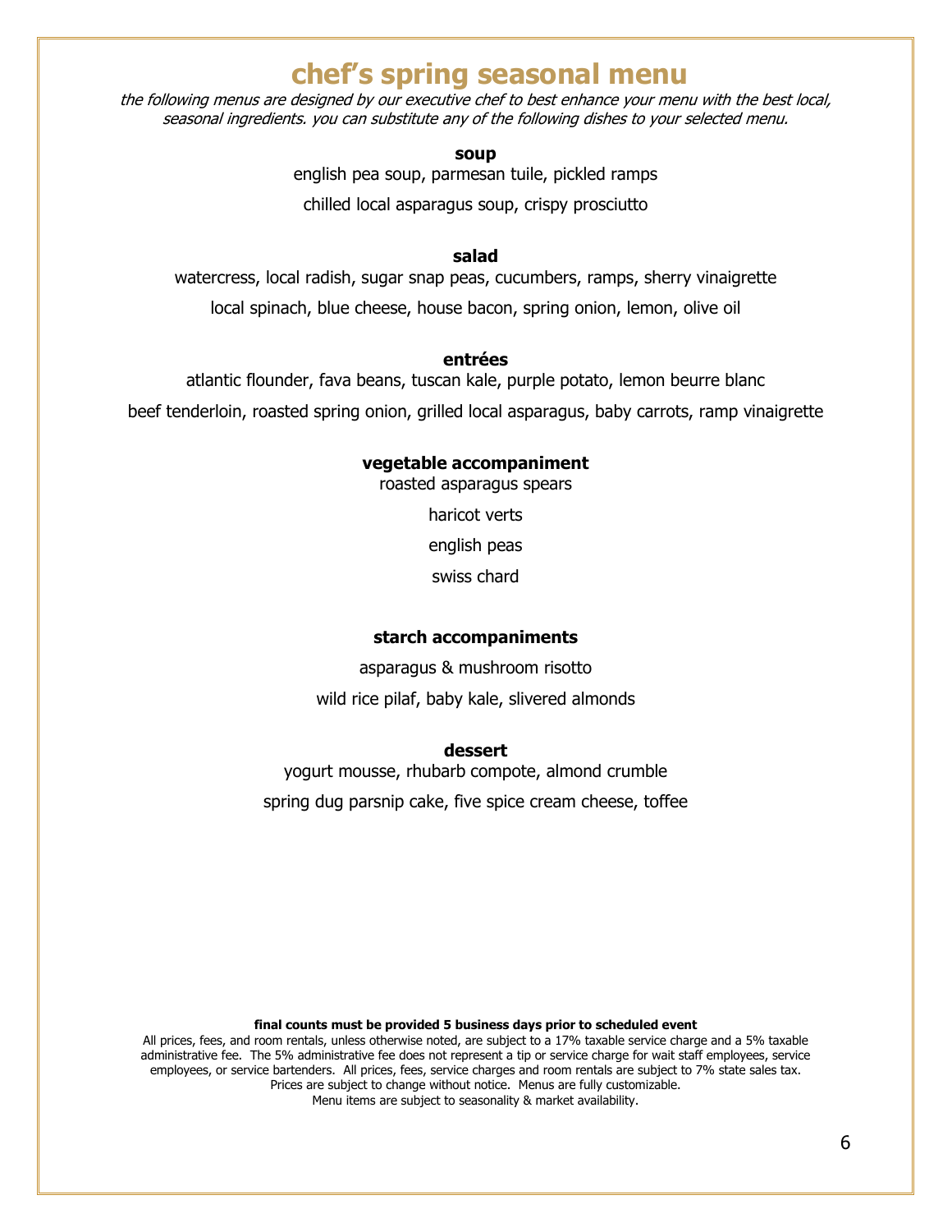# chef's spring seasonal menu

*the following menus are designed by our executive chef to best enhance your menu with the best local, seasonal ingredients. you can substitute any of the following dishes to your selected menu.*

**soup**

english pea soup, parmesan tuile, pickled ramps

chilled local asparagus soup, crispy prosciutto

**salad**

watercress, local radish, sugar snap peas, cucumbers, ramps, sherry vinaigrette

local spinach, blue cheese, house bacon, spring onion, lemon, olive oil

**entrées**

atlantic flounder, fava beans, tuscan kale, purple potato, lemon beurre blanc

beef tenderloin, roasted spring onion, grilled local asparagus, baby carrots, ramp vinaigrette

**vegetable accompaniment**

roasted asparagus spears

haricot verts

english peas

swiss chard

**starch accompaniments**

asparagus & mushroom risotto

wild rice pilaf, baby kale, slivered almonds

**dessert**

yogurt mousse, rhubarb compote, almond crumble

spring dug parsnip cake, five spice cream cheese, toffee

**final counts must be provided 5 business days prior to scheduled event**

All prices, fees, and room rentals, unless otherwise noted, are subject to a 17% taxable service charge and a 5% taxable administrative fee. The 5% administrative fee does not represent a tip or service charge for wait staff employees, service employees, or service bartenders. All prices, fees, service charges and room rentals are subject to 7% state sales tax. Prices are subject to change without notice. Menus are fully customizable. Menu items are subject to seasonality & market availability.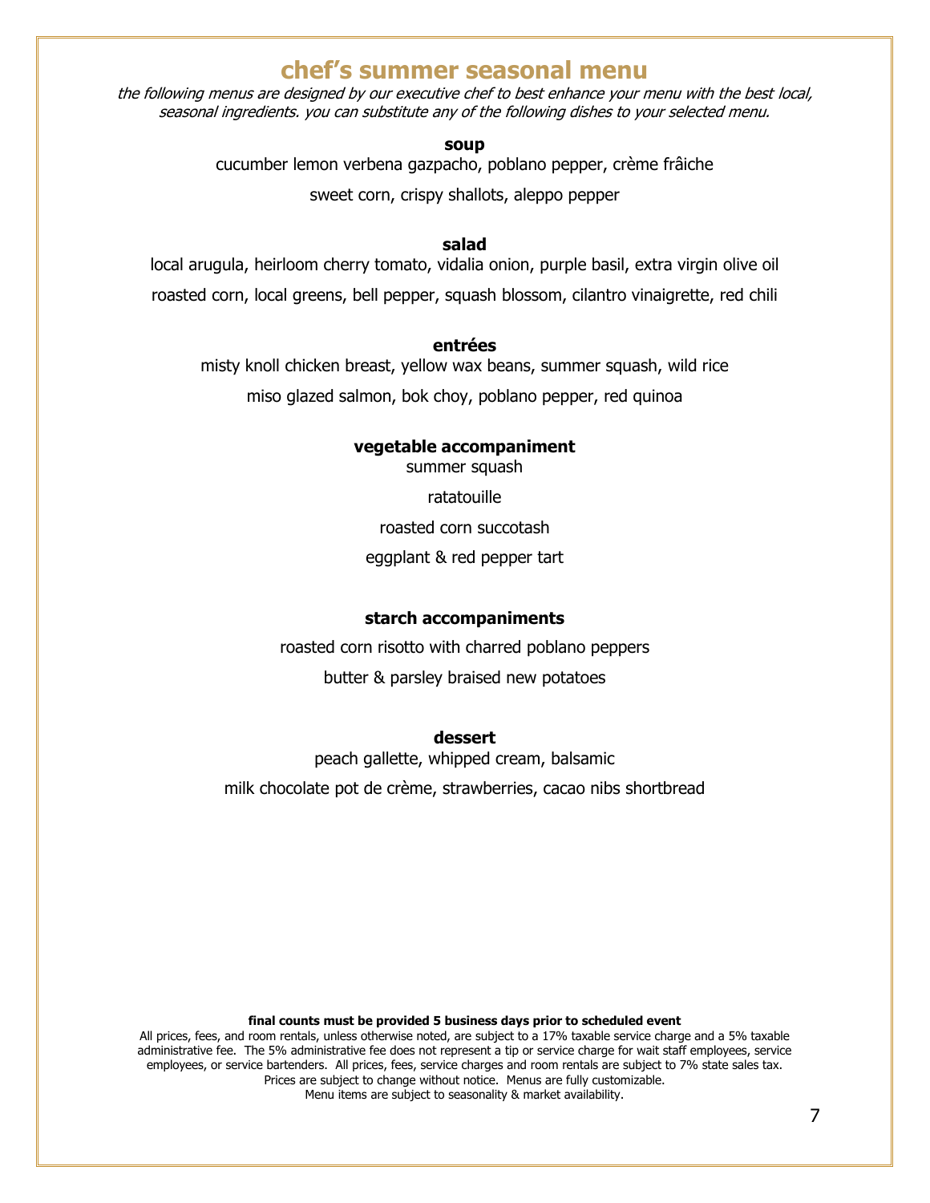# chef's summer seasonal menu

*the following menus are designed by our executive chef to best enhance your menu with the best local, seasonal ingredients. you can substitute any of the following dishes to your selected menu.*

**soup**

cucumber lemon verbena gazpacho, poblano pepper, crème fraîche

sweet corn, crispy shallots, aleppo pepper

**salad**

local arugula, heirloom cherry tomato, vidalia onion, purple basil, extra virgin olive oil

roasted corn, local greens, bell pepper, squash blossom, cilantro vinaigrette, red chili

**entrées**

misty knoll chicken breast, yellow wax beans, summer squash, wild rice

miso glazed salmon, bok choy, poblano pepper, red quinoa

**vegetable accompaniment**

summer squash

ratatouille

roasted corn succotash

eggplant & red pepper tart

**starch accompaniments**

roasted corn risotto with charred poblano peppers

butter & parsley braised new potatoes

**dessert**

peach gallette, whipped cream, balsamic

milk chocolate pot de crème, strawberries, cacao nibs shortbread

**final counts must be provided 5 business days prior to scheduled event**

All prices, fees, and room rentals, unless otherwise noted, are subject to a 17% taxable service charge and a 5% taxable administrative fee. The 5% administrative fee does not represent a tip or service charge for wait staff employees, service employees, or service bartenders. All prices, fees, service charges and room rentals are subject to 7% state sales tax. Prices are subject to change without notice. Menus are fully customizable. Menu items are subject to seasonality & market availability.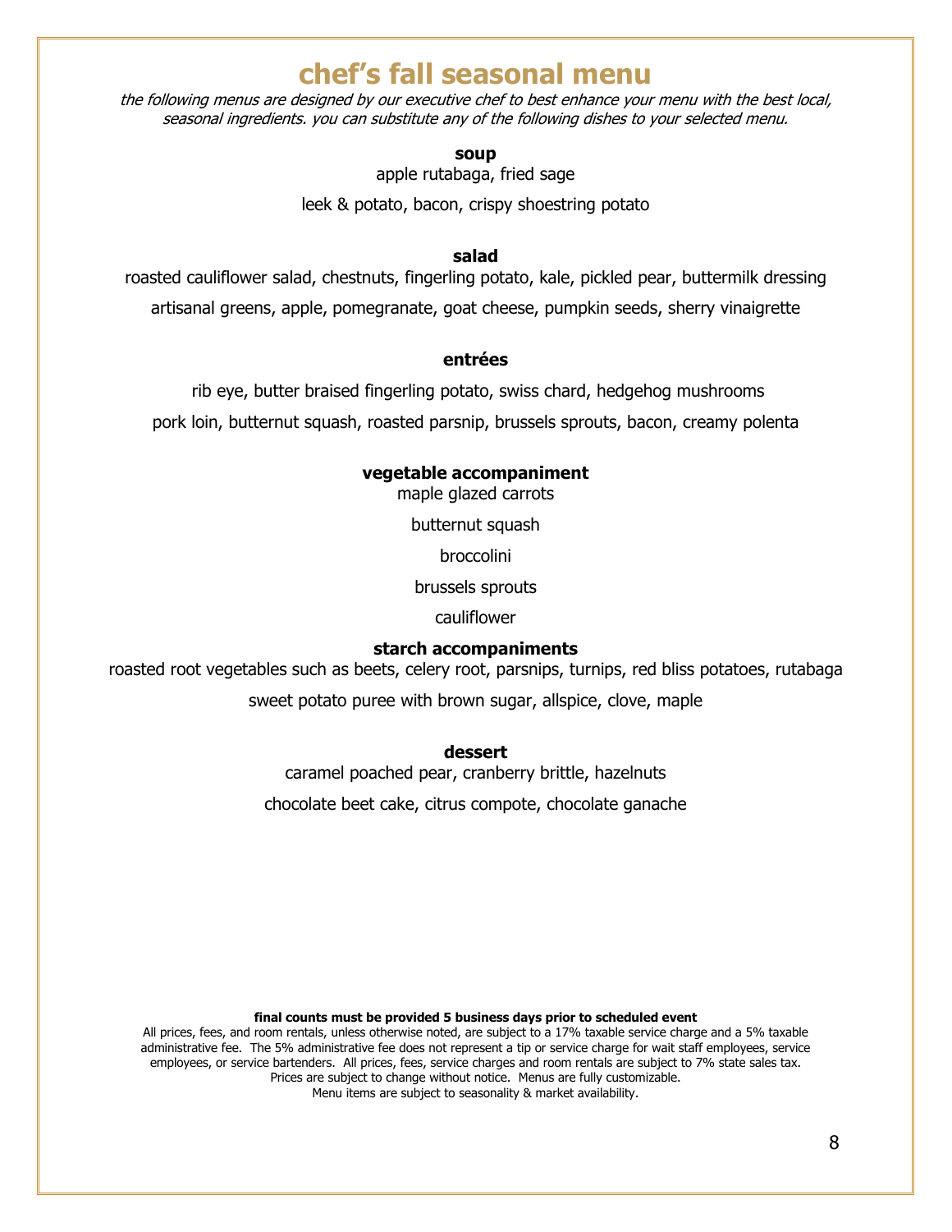# chef's fall seasonal menu

*the following menus are designed by our executive chef to best enhance your menu with the best local, seasonal ingredients. you can substitute any of the following dishes to your selected menu.*

**soup**

apple rutabaga, fried sage

leek & potato, bacon, crispy shoestring potato

**salad**

roasted cauliflower salad, chestnuts, fingerling potato, kale, pickled pear, buttermilk dressing

artisanal greens, apple, pomegranate, goat cheese, pumpkin seeds, sherry vinaigrette

**entrées**

rib eye, butter braised fingerling potato, swiss chard, hedgehog mushrooms

pork loin, butternut squash, roasted parsnip, brussels sprouts, bacon, creamy polenta

**vegetable accompaniment**

maple glazed carrots

butternut squash

broccolini

brussels sprouts

cauliflower

**starch accompaniments**

roasted root vegetables such as beets, celery root, parsnips, turnips, red bliss potatoes, rutabaga

sweet potato puree with brown sugar, allspice, clove, maple

**dessert**

caramel poached pear, cranberry brittle, hazelnuts

chocolate beet cake, citrus compote, chocolate ganache

**final counts must be provided 5 business days prior to scheduled event**

All prices, fees, and room rentals, unless otherwise noted, are subject to a 17% taxable service charge and a 5% taxable administrative fee. The 5% administrative fee does not represent a tip or service charge for wait staff employees, service employees, or service bartenders. All prices, fees, service charges and room rentals are subject to 7% state sales tax. Prices are subject to change without notice. Menus are fully customizable. Menu items are subject to seasonality & market availability.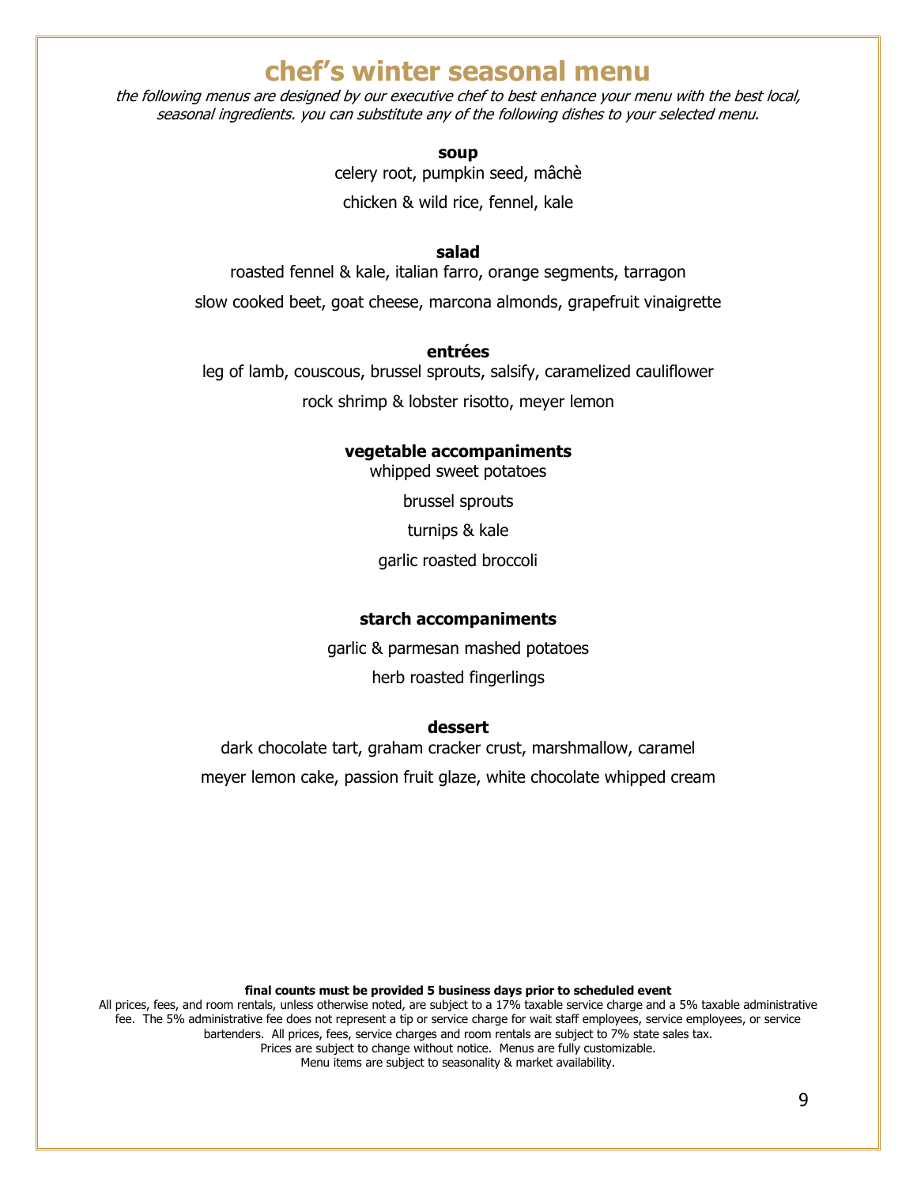# chef's winter seasonal menu

*the following menus are designed by our executive chef to best enhance your menu with the best local, seasonal ingredients. you can substitute any of the following dishes to your selected menu.*

**soup**

celery root, pumpkin seed, mâchè

chicken & wild rice, fennel, kale

**salad**

roasted fennel & kale, italian farro, orange segments, tarragon

slow cooked beet, goat cheese, marcona almonds, grapefruit vinaigrette

**entrées**

leg of lamb, couscous, brussel sprouts, salsify, caramelized cauliflower

rock shrimp & lobster risotto, meyer lemon

**vegetable accompaniments**

whipped sweet potatoes

brussel sprouts

turnips & kale

garlic roasted broccoli

**starch accompaniments**

garlic & parmesan mashed potatoes

herb roasted fingerlings

**dessert**

dark chocolate tart, graham cracker crust, marshmallow, caramel

meyer lemon cake, passion fruit glaze, white chocolate whipped cream

**final counts must be provided 5 business days prior to scheduled event**

All prices, fees, and room rentals, unless otherwise noted, are subject to a 17% taxable service charge and a 5% taxable administrative fee. The 5% administrative fee does not represent a tip or service charge for wait staff employees, service employees, or service bartenders. All prices, fees, service charges and room rentals are subject to 7% state sales tax.
Prices are subject to change without notice. Menus are fully customizable.
Menu items are subject to seasonality & market availability.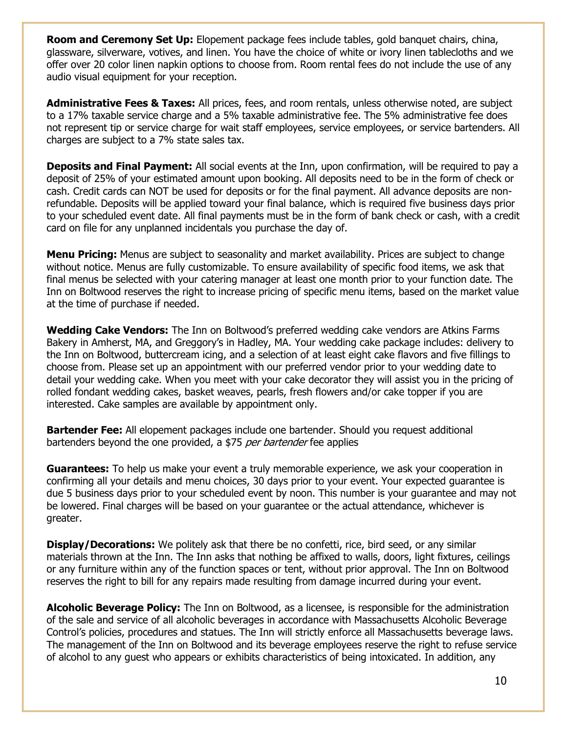**Room and Ceremony Set Up:** Elopement package fees include tables, gold banquet chairs, china, glassware, silverware, votives, and linen. You have the choice of white or ivory linen tablecloths and we offer over 20 color linen napkin options to choose from. Room rental fees do not include the use of any audio visual equipment for your reception.

**Administrative Fees & Taxes:** All prices, fees, and room rentals, unless otherwise noted, are subject to a 17% taxable service charge and a 5% taxable administrative fee. The 5% administrative fee does not represent tip or service charge for wait staff employees, service employees, or service bartenders. All charges are subject to a 7% state sales tax.

**Deposits and Final Payment:** All social events at the Inn, upon confirmation, will be required to pay a deposit of 25% of your estimated amount upon booking. All deposits need to be in the form of check or cash. Credit cards can NOT be used for deposits or for the final payment. All advance deposits are non-refundable. Deposits will be applied toward your final balance, which is required five business days prior to your scheduled event date. All final payments must be in the form of bank check or cash, with a credit card on file for any unplanned incidentals you purchase the day of.

**Menu Pricing:** Menus are subject to seasonality and market availability. Prices are subject to change without notice. Menus are fully customizable. To ensure availability of specific food items, we ask that final menus be selected with your catering manager at least one month prior to your function date. The Inn on Boltwood reserves the right to increase pricing of specific menu items, based on the market value at the time of purchase if needed.

**Wedding Cake Vendors:** The Inn on Boltwood's preferred wedding cake vendors are Atkins Farms Bakery in Amherst, MA, and Greggory's in Hadley, MA. Your wedding cake package includes: delivery to the Inn on Boltwood, buttercream icing, and a selection of at least eight cake flavors and five fillings to choose from. Please set up an appointment with our preferred vendor prior to your wedding date to detail your wedding cake. When you meet with your cake decorator they will assist you in the pricing of rolled fondant wedding cakes, basket weaves, pearls, fresh flowers and/or cake topper if you are interested. Cake samples are available by appointment only.

**Bartender Fee:** All elopement packages include one bartender. Should you request additional bartenders beyond the one provided, a $75 *per bartender* fee applies

**Guarantees:** To help us make your event a truly memorable experience, we ask your cooperation in confirming all your details and menu choices, 30 days prior to your event. Your expected guarantee is due 5 business days prior to your scheduled event by noon. This number is your guarantee and may not be lowered. Final charges will be based on your guarantee or the actual attendance, whichever is greater.

**Display/Decorations:** We politely ask that there be no confetti, rice, bird seed, or any similar materials thrown at the Inn. The Inn asks that nothing be affixed to walls, doors, light fixtures, ceilings or any furniture within any of the function spaces or tent, without prior approval. The Inn on Boltwood reserves the right to bill for any repairs made resulting from damage incurred during your event.

**Alcoholic Beverage Policy:** The Inn on Boltwood, as a licensee, is responsible for the administration of the sale and service of all alcoholic beverages in accordance with Massachusetts Alcoholic Beverage Control's policies, procedures and statues. The Inn will strictly enforce all Massachusetts beverage laws. The management of the Inn on Boltwood and its beverage employees reserve the right to refuse service of alcohol to any guest who appears or exhibits characteristics of being intoxicated. In addition, any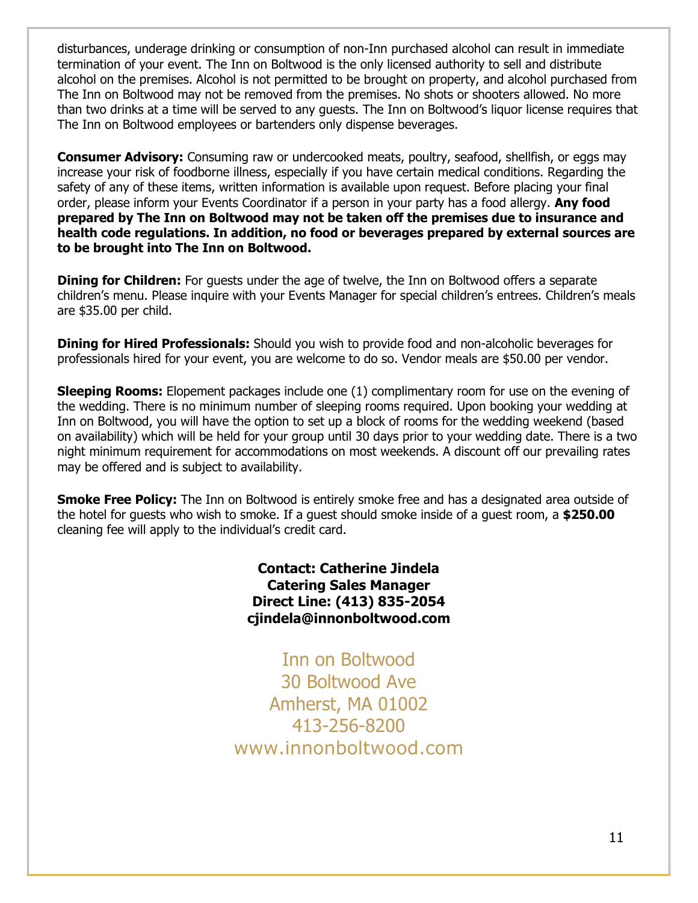disturbances, underage drinking or consumption of non-Inn purchased alcohol can result in immediate termination of your event. The Inn on Boltwood is the only licensed authority to sell and distribute alcohol on the premises. Alcohol is not permitted to be brought on property, and alcohol purchased from The Inn on Boltwood may not be removed from the premises. No shots or shooters allowed. No more than two drinks at a time will be served to any guests. The Inn on Boltwood's liquor license requires that The Inn on Boltwood employees or bartenders only dispense beverages.

**Consumer Advisory:** Consuming raw or undercooked meats, poultry, seafood, shellfish, or eggs may increase your risk of foodborne illness, especially if you have certain medical conditions. Regarding the safety of any of these items, written information is available upon request. Before placing your final order, please inform your Events Coordinator if a person in your party has a food allergy. **Any food prepared by The Inn on Boltwood may not be taken off the premises due to insurance and health code regulations. In addition, no food or beverages prepared by external sources are to be brought into The Inn on Boltwood.**

**Dining for Children:** For guests under the age of twelve, the Inn on Boltwood offers a separate children's menu. Please inquire with your Events Manager for special children's entrees. Children's meals are $35.00 per child.

**Dining for Hired Professionals:** Should you wish to provide food and non-alcoholic beverages for professionals hired for your event, you are welcome to do so. Vendor meals are $50.00 per vendor.

**Sleeping Rooms:** Elopement packages include one (1) complimentary room for use on the evening of the wedding. There is no minimum number of sleeping rooms required. Upon booking your wedding at Inn on Boltwood, you will have the option to set up a block of rooms for the wedding weekend (based on availability) which will be held for your group until 30 days prior to your wedding date. There is a two night minimum requirement for accommodations on most weekends. A discount off our prevailing rates may be offered and is subject to availability.

**Smoke Free Policy:** The Inn on Boltwood is entirely smoke free and has a designated area outside of the hotel for guests who wish to smoke. If a guest should smoke inside of a guest room, a **$250.00** cleaning fee will apply to the individual's credit card.

**Contact: Catherine Jindela**
**Catering Sales Manager**
**Direct Line: (413) 835-2054**
**cjindela@innonboltwood.com**

Inn on Boltwood
30 Boltwood Ave
Amherst, MA 01002
413-256-8200
www.innonboltwood.com